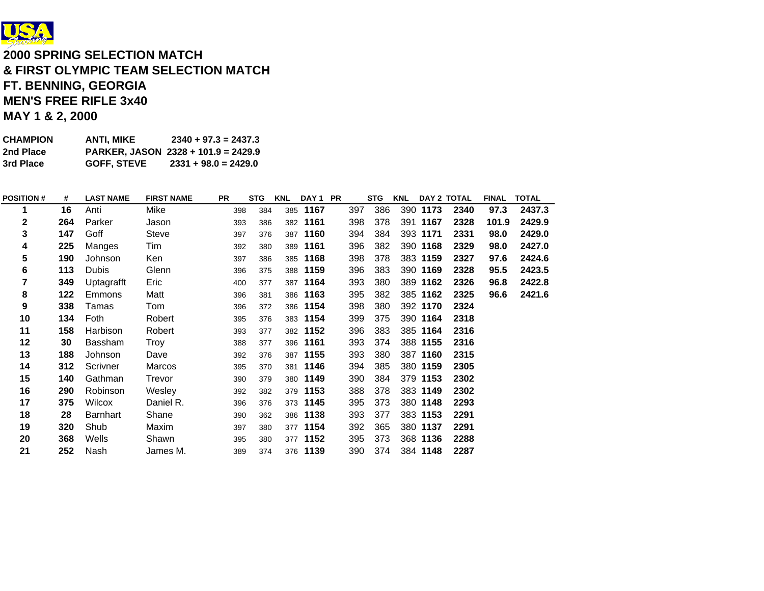## 2000 SPRING SELECTION MATCH
## & FIRST OLYMPIC TEAM SELECTION MATCH
## FT. BENNING, GEORGIA
## MEN'S FREE RIFLE 3x40
## MAY 1 & 2, 2000

| | | |
|---|---|---|
| **CHAMPION** | **ANTI, MIKE** | **2340 + 97.3 = 2437.3** |
| **2nd Place** | **PARKER, JASON** | **2328 + 101.9 = 2429.9** |
| **3rd Place** | **GOFF, STEVE** | **2331 + 98.0 = 2429.0** |

| POSITION # | # | LAST NAME | FIRST NAME | PR | STG | KNL | DAY 1 | PR | STG | KNL | DAY 2 | TOTAL | FINAL | TOTAL |
|---|---|---|---|---|---|---|---|---|---|---|---|---|---|---|
| 1 | 16 | Anti | Mike | 398 | 384 | 385 | 1167 | 397 | 386 | 390 | 1173 | 2340 | 97.3 | 2437.3 |
| 2 | 264 | Parker | Jason | 393 | 386 | 382 | 1161 | 398 | 378 | 391 | 1167 | 2328 | 101.9 | 2429.9 |
| 3 | 147 | Goff | Steve | 397 | 376 | 387 | 1160 | 394 | 384 | 393 | 1171 | 2331 | 98.0 | 2429.0 |
| 4 | 225 | Manges | Tim | 392 | 380 | 389 | 1161 | 396 | 382 | 390 | 1168 | 2329 | 98.0 | 2427.0 |
| 5 | 190 | Johnson | Ken | 397 | 386 | 385 | 1168 | 398 | 378 | 383 | 1159 | 2327 | 97.6 | 2424.6 |
| 6 | 113 | Dubis | Glenn | 396 | 375 | 388 | 1159 | 396 | 383 | 390 | 1169 | 2328 | 95.5 | 2423.5 |
| 7 | 349 | Uptagrafft | Eric | 400 | 377 | 387 | 1164 | 393 | 380 | 389 | 1162 | 2326 | 96.8 | 2422.8 |
| 8 | 122 | Emmons | Matt | 396 | 381 | 386 | 1163 | 395 | 382 | 385 | 1162 | 2325 | 96.6 | 2421.6 |
| 9 | 338 | Tamas | Tom | 396 | 372 | 386 | 1154 | 398 | 380 | 392 | 1170 | 2324 | | |
| 10 | 134 | Foth | Robert | 395 | 376 | 383 | 1154 | 399 | 375 | 390 | 1164 | 2318 | | |
| 11 | 158 | Harbison | Robert | 393 | 377 | 382 | 1152 | 396 | 383 | 385 | 1164 | 2316 | | |
| 12 | 30 | Bassham | Troy | 388 | 377 | 396 | 1161 | 393 | 374 | 388 | 1155 | 2316 | | |
| 13 | 188 | Johnson | Dave | 392 | 376 | 387 | 1155 | 393 | 380 | 387 | 1160 | 2315 | | |
| 14 | 312 | Scrivner | Marcos | 395 | 370 | 381 | 1146 | 394 | 385 | 380 | 1159 | 2305 | | |
| 15 | 140 | Gathman | Trevor | 390 | 379 | 380 | 1149 | 390 | 384 | 379 | 1153 | 2302 | | |
| 16 | 290 | Robinson | Wesley | 392 | 382 | 379 | 1153 | 388 | 378 | 383 | 1149 | 2302 | | |
| 17 | 375 | Wilcox | Daniel R. | 396 | 376 | 373 | 1145 | 395 | 373 | 380 | 1148 | 2293 | | |
| 18 | 28 | Barnhart | Shane | 390 | 362 | 386 | 1138 | 393 | 377 | 383 | 1153 | 2291 | | |
| 19 | 320 | Shub | Maxim | 397 | 380 | 377 | 1154 | 392 | 365 | 380 | 1137 | 2291 | | |
| 20 | 368 | Wells | Shawn | 395 | 380 | 377 | 1152 | 395 | 373 | 368 | 1136 | 2288 | | |
| 21 | 252 | Nash | James M. | 389 | 374 | 376 | 1139 | 390 | 374 | 384 | 1148 | 2287 | | |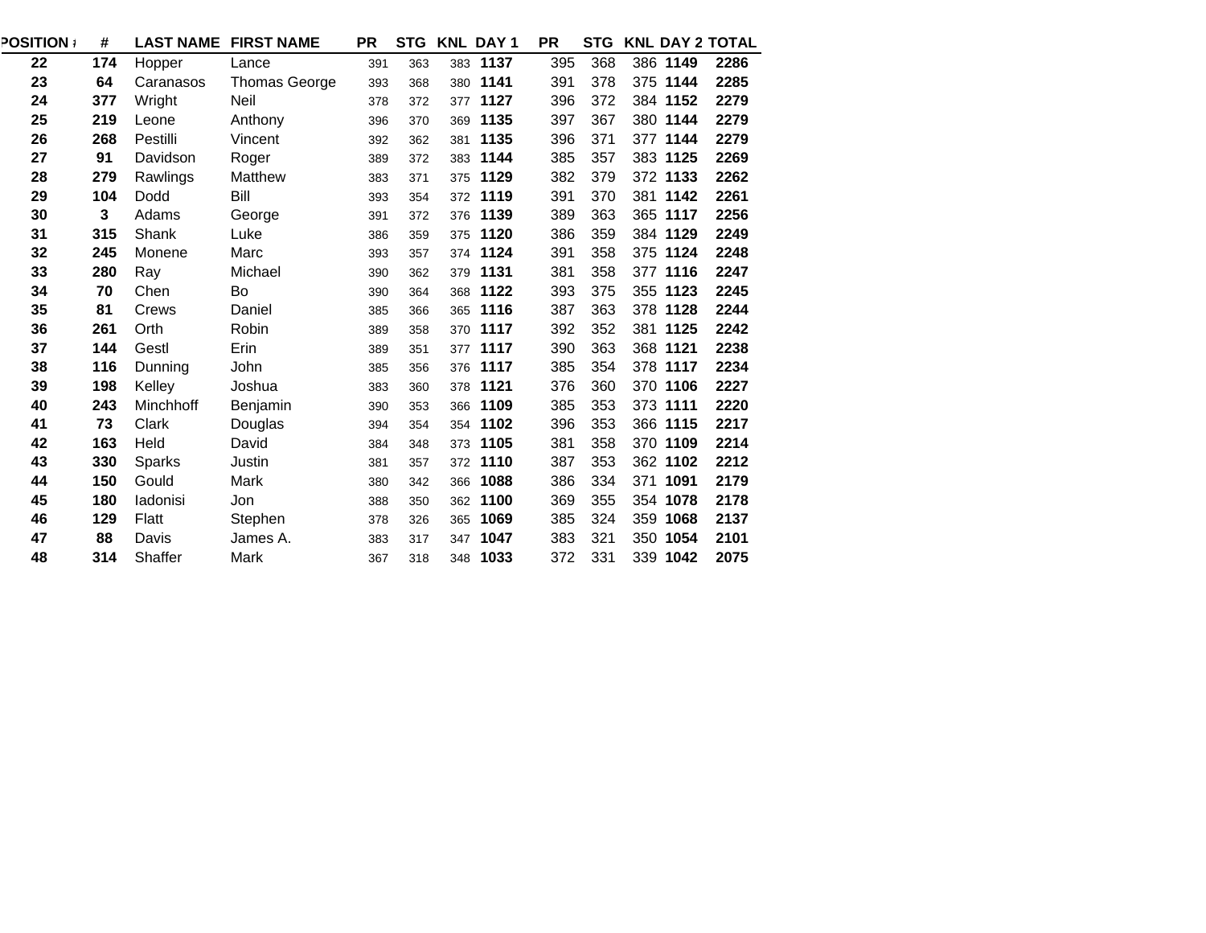| POSITION # | # | LAST NAME | FIRST NAME | PR | STG | KNL | DAY 1 | PR | STG | KNL | DAY 2 | TOTAL |
|---|---|---|---|---|---|---|---|---|---|---|---|---|
| 22 | 174 | Hopper | Lance | 391 | 363 | 383 | 1137 | 395 | 368 | 386 | 1149 | 2286 |
| 23 | 64 | Caranasos | Thomas George | 393 | 368 | 380 | 1141 | 391 | 378 | 375 | 1144 | 2285 |
| 24 | 377 | Wright | Neil | 378 | 372 | 377 | 1127 | 396 | 372 | 384 | 1152 | 2279 |
| 25 | 219 | Leone | Anthony | 396 | 370 | 369 | 1135 | 397 | 367 | 380 | 1144 | 2279 |
| 26 | 268 | Pestilli | Vincent | 392 | 362 | 381 | 1135 | 396 | 371 | 377 | 1144 | 2279 |
| 27 | 91 | Davidson | Roger | 389 | 372 | 383 | 1144 | 385 | 357 | 383 | 1125 | 2269 |
| 28 | 279 | Rawlings | Matthew | 383 | 371 | 375 | 1129 | 382 | 379 | 372 | 1133 | 2262 |
| 29 | 104 | Dodd | Bill | 393 | 354 | 372 | 1119 | 391 | 370 | 381 | 1142 | 2261 |
| 30 | 3 | Adams | George | 391 | 372 | 376 | 1139 | 389 | 363 | 365 | 1117 | 2256 |
| 31 | 315 | Shank | Luke | 386 | 359 | 375 | 1120 | 386 | 359 | 384 | 1129 | 2249 |
| 32 | 245 | Monene | Marc | 393 | 357 | 374 | 1124 | 391 | 358 | 375 | 1124 | 2248 |
| 33 | 280 | Ray | Michael | 390 | 362 | 379 | 1131 | 381 | 358 | 377 | 1116 | 2247 |
| 34 | 70 | Chen | Bo | 390 | 364 | 368 | 1122 | 393 | 375 | 355 | 1123 | 2245 |
| 35 | 81 | Crews | Daniel | 385 | 366 | 365 | 1116 | 387 | 363 | 378 | 1128 | 2244 |
| 36 | 261 | Orth | Robin | 389 | 358 | 370 | 1117 | 392 | 352 | 381 | 1125 | 2242 |
| 37 | 144 | Gestl | Erin | 389 | 351 | 377 | 1117 | 390 | 363 | 368 | 1121 | 2238 |
| 38 | 116 | Dunning | John | 385 | 356 | 376 | 1117 | 385 | 354 | 378 | 1117 | 2234 |
| 39 | 198 | Kelley | Joshua | 383 | 360 | 378 | 1121 | 376 | 360 | 370 | 1106 | 2227 |
| 40 | 243 | Minchhoff | Benjamin | 390 | 353 | 366 | 1109 | 385 | 353 | 373 | 1111 | 2220 |
| 41 | 73 | Clark | Douglas | 394 | 354 | 354 | 1102 | 396 | 353 | 366 | 1115 | 2217 |
| 42 | 163 | Held | David | 384 | 348 | 373 | 1105 | 381 | 358 | 370 | 1109 | 2214 |
| 43 | 330 | Sparks | Justin | 381 | 357 | 372 | 1110 | 387 | 353 | 362 | 1102 | 2212 |
| 44 | 150 | Gould | Mark | 380 | 342 | 366 | 1088 | 386 | 334 | 371 | 1091 | 2179 |
| 45 | 180 | Iadonisi | Jon | 388 | 350 | 362 | 1100 | 369 | 355 | 354 | 1078 | 2178 |
| 46 | 129 | Flatt | Stephen | 378 | 326 | 365 | 1069 | 385 | 324 | 359 | 1068 | 2137 |
| 47 | 88 | Davis | James A. | 383 | 317 | 347 | 1047 | 383 | 321 | 350 | 1054 | 2101 |
| 48 | 314 | Shaffer | Mark | 367 | 318 | 348 | 1033 | 372 | 331 | 339 | 1042 | 2075 |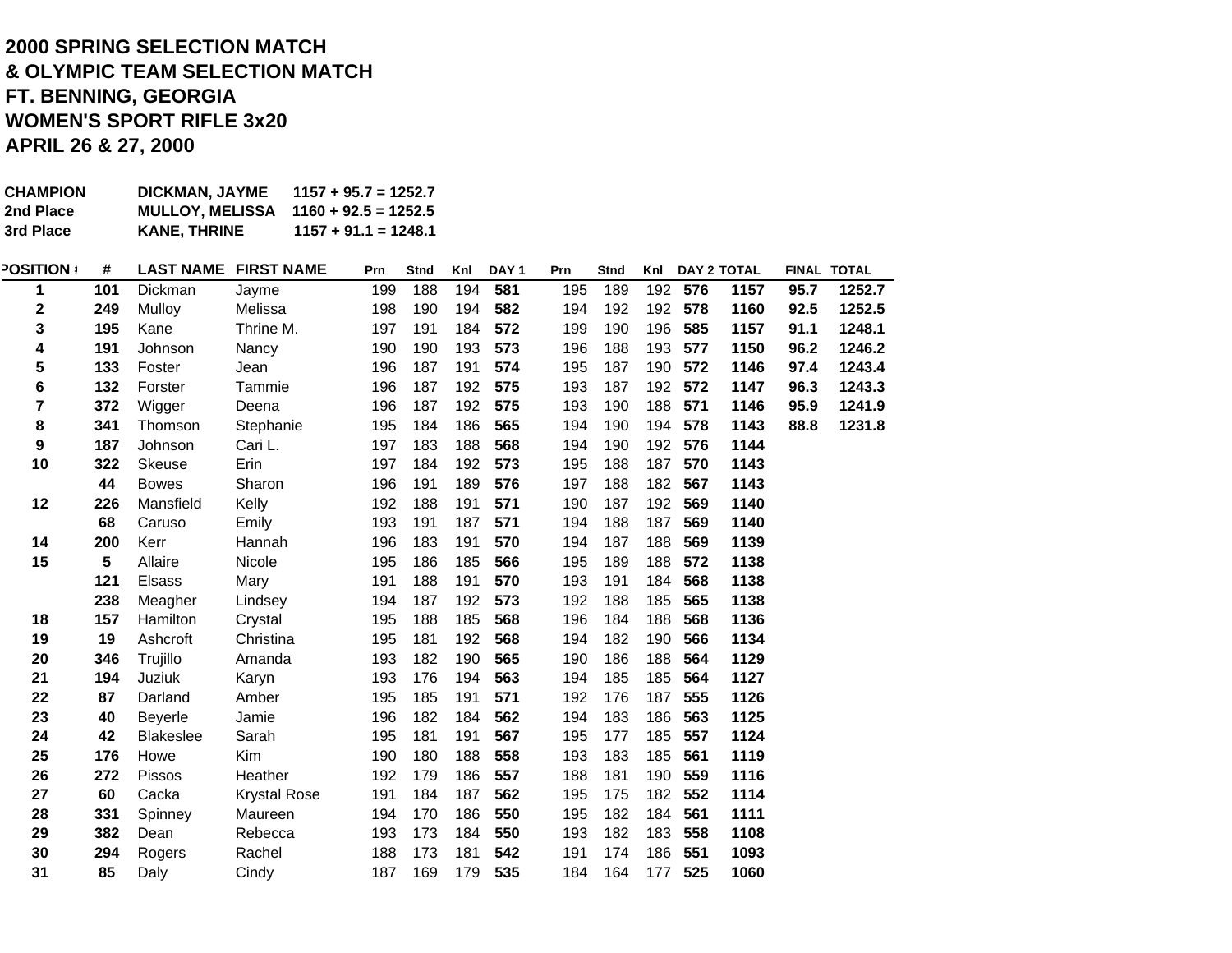**2000 SPRING SELECTION MATCH**
**& OLYMPIC TEAM SELECTION MATCH**
**FT. BENNING, GEORGIA**
**WOMEN'S SPORT RIFLE 3x20**
**APRIL 26 & 27, 2000**

| | | |
|---|---|---|
| **CHAMPION** | **DICKMAN, JAYME** | **1157 + 95.7 = 1252.7** |
| **2nd Place** | **MULLOY, MELISSA** | **1160 + 92.5 = 1252.5** |
| **3rd Place** | **KANE, THRINE** | **1157 + 91.1 = 1248.1** |

| POSITION # | # | LAST NAME | FIRST NAME | Prn | Stnd | Knl | DAY 1 | Prn | Stnd | Knl | DAY 2 | TOTAL | FINAL | TOTAL |
|---|---|---|---|---|---|---|---|---|---|---|---|---|---|---|
| 1 | 101 | Dickman | Jayme | 199 | 188 | 194 | 581 | 195 | 189 | 192 | 576 | 1157 | 95.7 | 1252.7 |
| 2 | 249 | Mulloy | Melissa | 198 | 190 | 194 | 582 | 194 | 192 | 192 | 578 | 1160 | 92.5 | 1252.5 |
| 3 | 195 | Kane | Thrine M. | 197 | 191 | 184 | 572 | 199 | 190 | 196 | 585 | 1157 | 91.1 | 1248.1 |
| 4 | 191 | Johnson | Nancy | 190 | 190 | 193 | 573 | 196 | 188 | 193 | 577 | 1150 | 96.2 | 1246.2 |
| 5 | 133 | Foster | Jean | 196 | 187 | 191 | 574 | 195 | 187 | 190 | 572 | 1146 | 97.4 | 1243.4 |
| 6 | 132 | Forster | Tammie | 196 | 187 | 192 | 575 | 193 | 187 | 192 | 572 | 1147 | 96.3 | 1243.3 |
| 7 | 372 | Wigger | Deena | 196 | 187 | 192 | 575 | 193 | 190 | 188 | 571 | 1146 | 95.9 | 1241.9 |
| 8 | 341 | Thomson | Stephanie | 195 | 184 | 186 | 565 | 194 | 190 | 194 | 578 | 1143 | 88.8 | 1231.8 |
| 9 | 187 | Johnson | Cari L. | 197 | 183 | 188 | 568 | 194 | 190 | 192 | 576 | 1144 | | |
| 10 | 322 | Skeuse | Erin | 197 | 184 | 192 | 573 | 195 | 188 | 187 | 570 | 1143 | | |
| | 44 | Bowes | Sharon | 196 | 191 | 189 | 576 | 197 | 188 | 182 | 567 | 1143 | | |
| 12 | 226 | Mansfield | Kelly | 192 | 188 | 191 | 571 | 190 | 187 | 192 | 569 | 1140 | | |
| | 68 | Caruso | Emily | 193 | 191 | 187 | 571 | 194 | 188 | 187 | 569 | 1140 | | |
| 14 | 200 | Kerr | Hannah | 196 | 183 | 191 | 570 | 194 | 187 | 188 | 569 | 1139 | | |
| 15 | 5 | Allaire | Nicole | 195 | 186 | 185 | 566 | 195 | 189 | 188 | 572 | 1138 | | |
| | 121 | Elsass | Mary | 191 | 188 | 191 | 570 | 193 | 191 | 184 | 568 | 1138 | | |
| | 238 | Meagher | Lindsey | 194 | 187 | 192 | 573 | 192 | 188 | 185 | 565 | 1138 | | |
| 18 | 157 | Hamilton | Crystal | 195 | 188 | 185 | 568 | 196 | 184 | 188 | 568 | 1136 | | |
| 19 | 19 | Ashcroft | Christina | 195 | 181 | 192 | 568 | 194 | 182 | 190 | 566 | 1134 | | |
| 20 | 346 | Trujillo | Amanda | 193 | 182 | 190 | 565 | 190 | 186 | 188 | 564 | 1129 | | |
| 21 | 194 | Juziuk | Karyn | 193 | 176 | 194 | 563 | 194 | 185 | 185 | 564 | 1127 | | |
| 22 | 87 | Darland | Amber | 195 | 185 | 191 | 571 | 192 | 176 | 187 | 555 | 1126 | | |
| 23 | 40 | Beyerle | Jamie | 196 | 182 | 184 | 562 | 194 | 183 | 186 | 563 | 1125 | | |
| 24 | 42 | Blakeslee | Sarah | 195 | 181 | 191 | 567 | 195 | 177 | 185 | 557 | 1124 | | |
| 25 | 176 | Howe | Kim | 190 | 180 | 188 | 558 | 193 | 183 | 185 | 561 | 1119 | | |
| 26 | 272 | Pissos | Heather | 192 | 179 | 186 | 557 | 188 | 181 | 190 | 559 | 1116 | | |
| 27 | 60 | Cacka | Krystal Rose | 191 | 184 | 187 | 562 | 195 | 175 | 182 | 552 | 1114 | | |
| 28 | 331 | Spinney | Maureen | 194 | 170 | 186 | 550 | 195 | 182 | 184 | 561 | 1111 | | |
| 29 | 382 | Dean | Rebecca | 193 | 173 | 184 | 550 | 193 | 182 | 183 | 558 | 1108 | | |
| 30 | 294 | Rogers | Rachel | 188 | 173 | 181 | 542 | 191 | 174 | 186 | 551 | 1093 | | |
| 31 | 85 | Daly | Cindy | 187 | 169 | 179 | 535 | 184 | 164 | 177 | 525 | 1060 | | |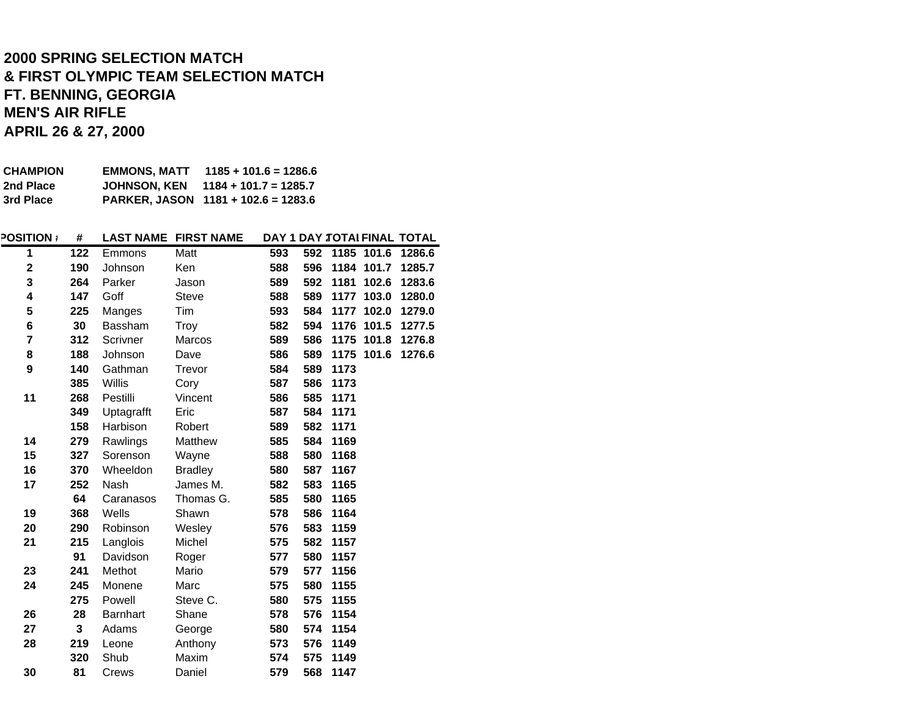**2000 SPRING SELECTION MATCH**
**& FIRST OLYMPIC TEAM SELECTION MATCH**
**FT. BENNING, GEORGIA**
**MEN'S AIR RIFLE**
**APRIL 26 & 27, 2000**

| | | |
|---|---|---|
| **CHAMPION** | **EMMONS, MATT** | **1185 + 101.6 = 1286.6** |
| **2nd Place** | **JOHNSON, KEN** | **1184 + 101.7 = 1285.7** |
| **3rd Place** | **PARKER, JASON** | **1181 + 102.6 = 1283.6** |

| POSITION # | # | LAST NAME | FIRST NAME | DAY 1 | DAY 2 | TOTAL | FINAL | TOTAL |
|---|---|---|---|---|---|---|---|---|
| 1 | 122 | Emmons | Matt | 593 | 592 | 1185 | 101.6 | 1286.6 |
| 2 | 190 | Johnson | Ken | 588 | 596 | 1184 | 101.7 | 1285.7 |
| 3 | 264 | Parker | Jason | 589 | 592 | 1181 | 102.6 | 1283.6 |
| 4 | 147 | Goff | Steve | 588 | 589 | 1177 | 103.0 | 1280.0 |
| 5 | 225 | Manges | Tim | 593 | 584 | 1177 | 102.0 | 1279.0 |
| 6 | 30 | Bassham | Troy | 582 | 594 | 1176 | 101.5 | 1277.5 |
| 7 | 312 | Scrivner | Marcos | 589 | 586 | 1175 | 101.8 | 1276.8 |
| 8 | 188 | Johnson | Dave | 586 | 589 | 1175 | 101.6 | 1276.6 |
| 9 | 140 | Gathman | Trevor | 584 | 589 | 1173 | | |
| | 385 | Willis | Cory | 587 | 586 | 1173 | | |
| 11 | 268 | Pestilli | Vincent | 586 | 585 | 1171 | | |
| | 349 | Uptagrafft | Eric | 587 | 584 | 1171 | | |
| | 158 | Harbison | Robert | 589 | 582 | 1171 | | |
| 14 | 279 | Rawlings | Matthew | 585 | 584 | 1169 | | |
| 15 | 327 | Sorenson | Wayne | 588 | 580 | 1168 | | |
| 16 | 370 | Wheeldon | Bradley | 580 | 587 | 1167 | | |
| 17 | 252 | Nash | James M. | 582 | 583 | 1165 | | |
| | 64 | Caranasos | Thomas G. | 585 | 580 | 1165 | | |
| 19 | 368 | Wells | Shawn | 578 | 586 | 1164 | | |
| 20 | 290 | Robinson | Wesley | 576 | 583 | 1159 | | |
| 21 | 215 | Langlois | Michel | 575 | 582 | 1157 | | |
| | 91 | Davidson | Roger | 577 | 580 | 1157 | | |
| 23 | 241 | Methot | Mario | 579 | 577 | 1156 | | |
| 24 | 245 | Monene | Marc | 575 | 580 | 1155 | | |
| | 275 | Powell | Steve C. | 580 | 575 | 1155 | | |
| 26 | 28 | Barnhart | Shane | 578 | 576 | 1154 | | |
| 27 | 3 | Adams | George | 580 | 574 | 1154 | | |
| 28 | 219 | Leone | Anthony | 573 | 576 | 1149 | | |
| | 320 | Shub | Maxim | 574 | 575 | 1149 | | |
| 30 | 81 | Crews | Daniel | 579 | 568 | 1147 | | |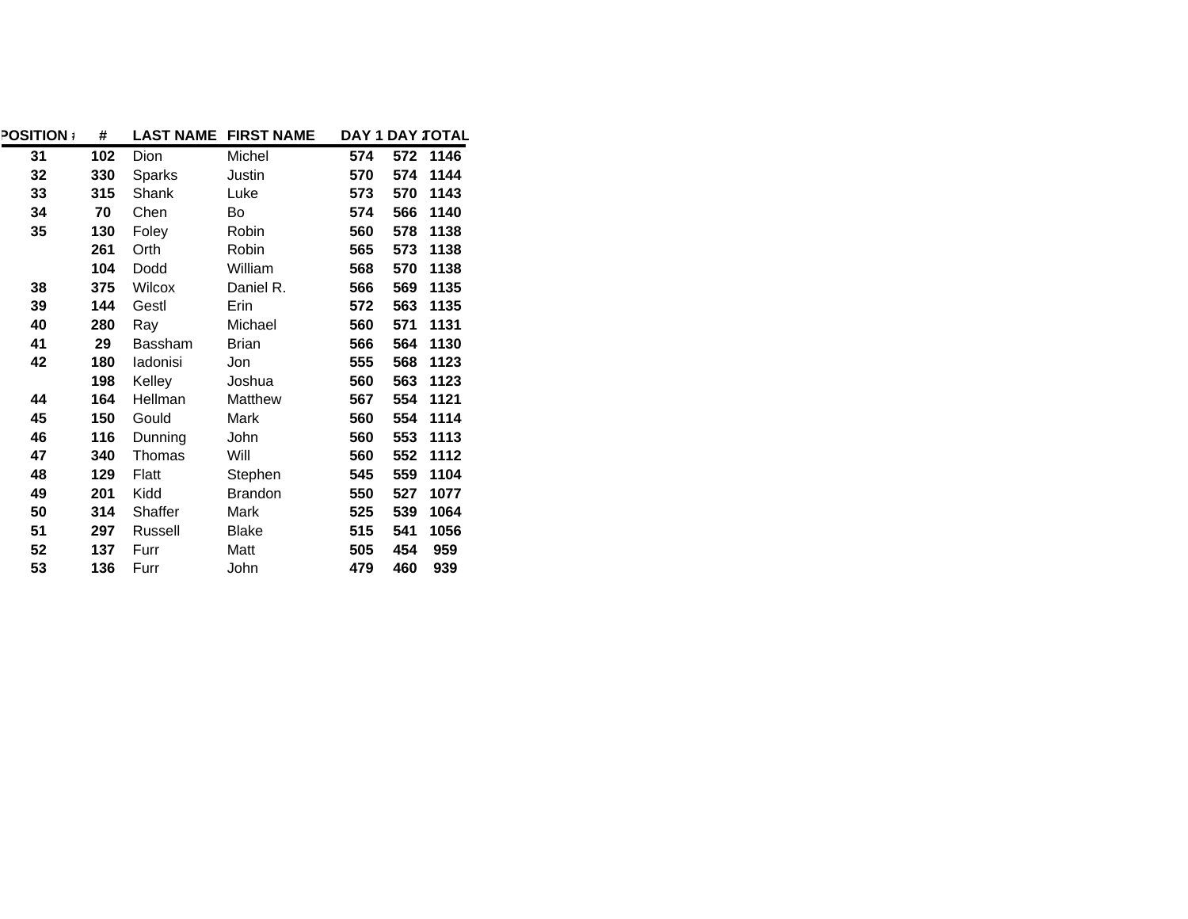| POSITION # | # | LAST NAME | FIRST NAME | DAY 1 | DAY 2 | TOTAL |
|---|---|---|---|---|---|---|
| 31 | 102 | Dion | Michel | 574 | 572 | 1146 |
| 32 | 330 | Sparks | Justin | 570 | 574 | 1144 |
| 33 | 315 | Shank | Luke | 573 | 570 | 1143 |
| 34 | 70 | Chen | Bo | 574 | 566 | 1140 |
| 35 | 130 | Foley | Robin | 560 | 578 | 1138 |
| | 261 | Orth | Robin | 565 | 573 | 1138 |
| | 104 | Dodd | William | 568 | 570 | 1138 |
| 38 | 375 | Wilcox | Daniel R. | 566 | 569 | 1135 |
| 39 | 144 | Gestl | Erin | 572 | 563 | 1135 |
| 40 | 280 | Ray | Michael | 560 | 571 | 1131 |
| 41 | 29 | Bassham | Brian | 566 | 564 | 1130 |
| 42 | 180 | Iadonisi | Jon | 555 | 568 | 1123 |
| | 198 | Kelley | Joshua | 560 | 563 | 1123 |
| 44 | 164 | Hellman | Matthew | 567 | 554 | 1121 |
| 45 | 150 | Gould | Mark | 560 | 554 | 1114 |
| 46 | 116 | Dunning | John | 560 | 553 | 1113 |
| 47 | 340 | Thomas | Will | 560 | 552 | 1112 |
| 48 | 129 | Flatt | Stephen | 545 | 559 | 1104 |
| 49 | 201 | Kidd | Brandon | 550 | 527 | 1077 |
| 50 | 314 | Shaffer | Mark | 525 | 539 | 1064 |
| 51 | 297 | Russell | Blake | 515 | 541 | 1056 |
| 52 | 137 | Furr | Matt | 505 | 454 | 959 |
| 53 | 136 | Furr | John | 479 | 460 | 939 |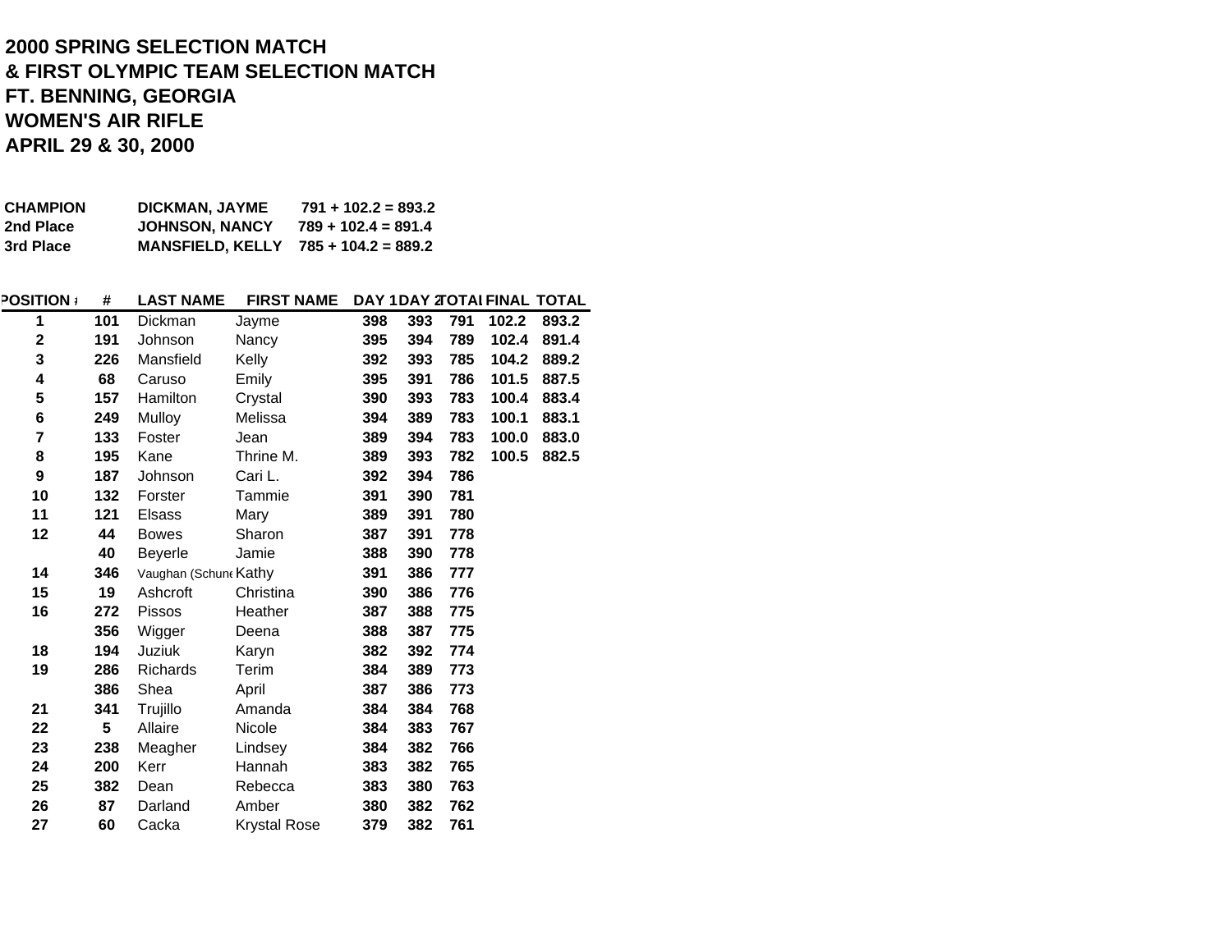**2000 SPRING SELECTION MATCH**
**& FIRST OLYMPIC TEAM SELECTION MATCH**
**FT. BENNING, GEORGIA**
**WOMEN'S AIR RIFLE**
**APRIL 29 & 30, 2000**

| | | |
|---|---|---|
| **CHAMPION** | **DICKMAN, JAYME** | **791 + 102.2 = 893.2** |
| **2nd Place** | **JOHNSON, NANCY** | **789 + 102.4 = 891.4** |
| **3rd Place** | **MANSFIELD, KELLY** | **785 + 104.2 = 889.2** |

| POSITION | # | LAST NAME | FIRST NAME | DAY 1 | DAY 2 | TOTAL | FINAL | TOTAL |
|---|---|---|---|---|---|---|---|---|
| 1 | 101 | Dickman | Jayme | 398 | 393 | 791 | 102.2 | 893.2 |
| 2 | 191 | Johnson | Nancy | 395 | 394 | 789 | 102.4 | 891.4 |
| 3 | 226 | Mansfield | Kelly | 392 | 393 | 785 | 104.2 | 889.2 |
| 4 | 68 | Caruso | Emily | 395 | 391 | 786 | 101.5 | 887.5 |
| 5 | 157 | Hamilton | Crystal | 390 | 393 | 783 | 100.4 | 883.4 |
| 6 | 249 | Mulloy | Melissa | 394 | 389 | 783 | 100.1 | 883.1 |
| 7 | 133 | Foster | Jean | 389 | 394 | 783 | 100.0 | 883.0 |
| 8 | 195 | Kane | Thrine M. | 389 | 393 | 782 | 100.5 | 882.5 |
| 9 | 187 | Johnson | Cari L. | 392 | 394 | 786 | | |
| 10 | 132 | Forster | Tammie | 391 | 390 | 781 | | |
| 11 | 121 | Elsass | Mary | 389 | 391 | 780 | | |
| 12 | 44 | Bowes | Sharon | 387 | 391 | 778 | | |
| | 40 | Beyerle | Jamie | 388 | 390 | 778 | | |
| 14 | 346 | Vaughan (Schune | Kathy | 391 | 386 | 777 | | |
| 15 | 19 | Ashcroft | Christina | 390 | 386 | 776 | | |
| 16 | 272 | Pissos | Heather | 387 | 388 | 775 | | |
| | 356 | Wigger | Deena | 388 | 387 | 775 | | |
| 18 | 194 | Juziuk | Karyn | 382 | 392 | 774 | | |
| 19 | 286 | Richards | Terim | 384 | 389 | 773 | | |
| | 386 | Shea | April | 387 | 386 | 773 | | |
| 21 | 341 | Trujillo | Amanda | 384 | 384 | 768 | | |
| 22 | 5 | Allaire | Nicole | 384 | 383 | 767 | | |
| 23 | 238 | Meagher | Lindsey | 384 | 382 | 766 | | |
| 24 | 200 | Kerr | Hannah | 383 | 382 | 765 | | |
| 25 | 382 | Dean | Rebecca | 383 | 380 | 763 | | |
| 26 | 87 | Darland | Amber | 380 | 382 | 762 | | |
| 27 | 60 | Cacka | Krystal Rose | 379 | 382 | 761 | | |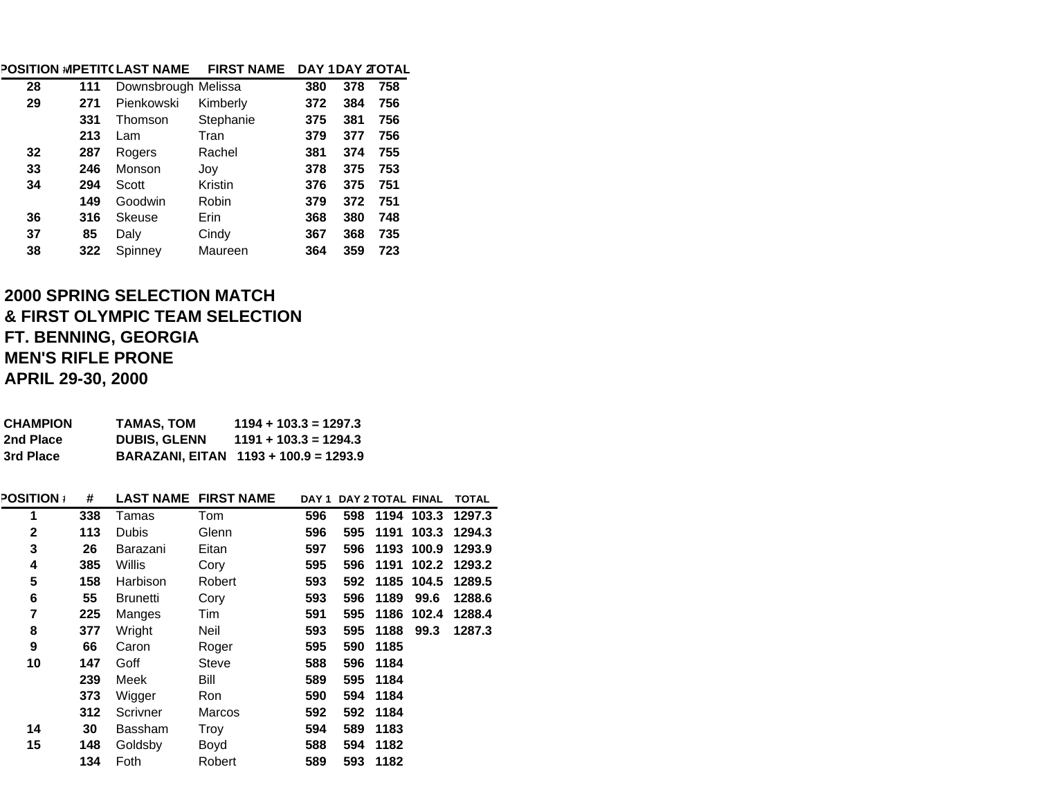| POSITION | COMPETITOR | LAST NAME | FIRST NAME | DAY 1 | DAY 2 | TOTAL |
|---|---|---|---|---|---|---|
| 28 | 111 | Downsbrough | Melissa | 380 | 378 | 758 |
| 29 | 271 | Pienkowski | Kimberly | 372 | 384 | 756 |
| | 331 | Thomson | Stephanie | 375 | 381 | 756 |
| | 213 | Lam | Tran | 379 | 377 | 756 |
| 32 | 287 | Rogers | Rachel | 381 | 374 | 755 |
| 33 | 246 | Monson | Joy | 378 | 375 | 753 |
| 34 | 294 | Scott | Kristin | 376 | 375 | 751 |
| | 149 | Goodwin | Robin | 379 | 372 | 751 |
| 36 | 316 | Skeuse | Erin | 368 | 380 | 748 |
| 37 | 85 | Daly | Cindy | 367 | 368 | 735 |
| 38 | 322 | Spinney | Maureen | 364 | 359 | 723 |

## 2000 SPRING SELECTION MATCH
## & FIRST OLYMPIC TEAM SELECTION
## FT. BENNING, GEORGIA
## MEN'S RIFLE PRONE
## APRIL 29-30, 2000

| | | |
|---|---|---|
| **CHAMPION** | **TAMAS, TOM** | **1194 + 103.3 = 1297.3** |
| **2nd Place** | **DUBIS, GLENN** | **1191 + 103.3 = 1294.3** |
| **3rd Place** | **BARAZANI, EITAN** | **1193 + 100.9 = 1293.9** |

| POSITION | # | LAST NAME | FIRST NAME | DAY 1 | DAY 2 | TOTAL | FINAL | TOTAL |
|---|---|---|---|---|---|---|---|---|
| 1 | 338 | Tamas | Tom | 596 | 598 | 1194 | 103.3 | 1297.3 |
| 2 | 113 | Dubis | Glenn | 596 | 595 | 1191 | 103.3 | 1294.3 |
| 3 | 26 | Barazani | Eitan | 597 | 596 | 1193 | 100.9 | 1293.9 |
| 4 | 385 | Willis | Cory | 595 | 596 | 1191 | 102.2 | 1293.2 |
| 5 | 158 | Harbison | Robert | 593 | 592 | 1185 | 104.5 | 1289.5 |
| 6 | 55 | Brunetti | Cory | 593 | 596 | 1189 | 99.6 | 1288.6 |
| 7 | 225 | Manges | Tim | 591 | 595 | 1186 | 102.4 | 1288.4 |
| 8 | 377 | Wright | Neil | 593 | 595 | 1188 | 99.3 | 1287.3 |
| 9 | 66 | Caron | Roger | 595 | 590 | 1185 | | |
| 10 | 147 | Goff | Steve | 588 | 596 | 1184 | | |
| | 239 | Meek | Bill | 589 | 595 | 1184 | | |
| | 373 | Wigger | Ron | 590 | 594 | 1184 | | |
| | 312 | Scrivner | Marcos | 592 | 592 | 1184 | | |
| 14 | 30 | Bassham | Troy | 594 | 589 | 1183 | | |
| 15 | 148 | Goldsby | Boyd | 588 | 594 | 1182 | | |
| | 134 | Foth | Robert | 589 | 593 | 1182 | | |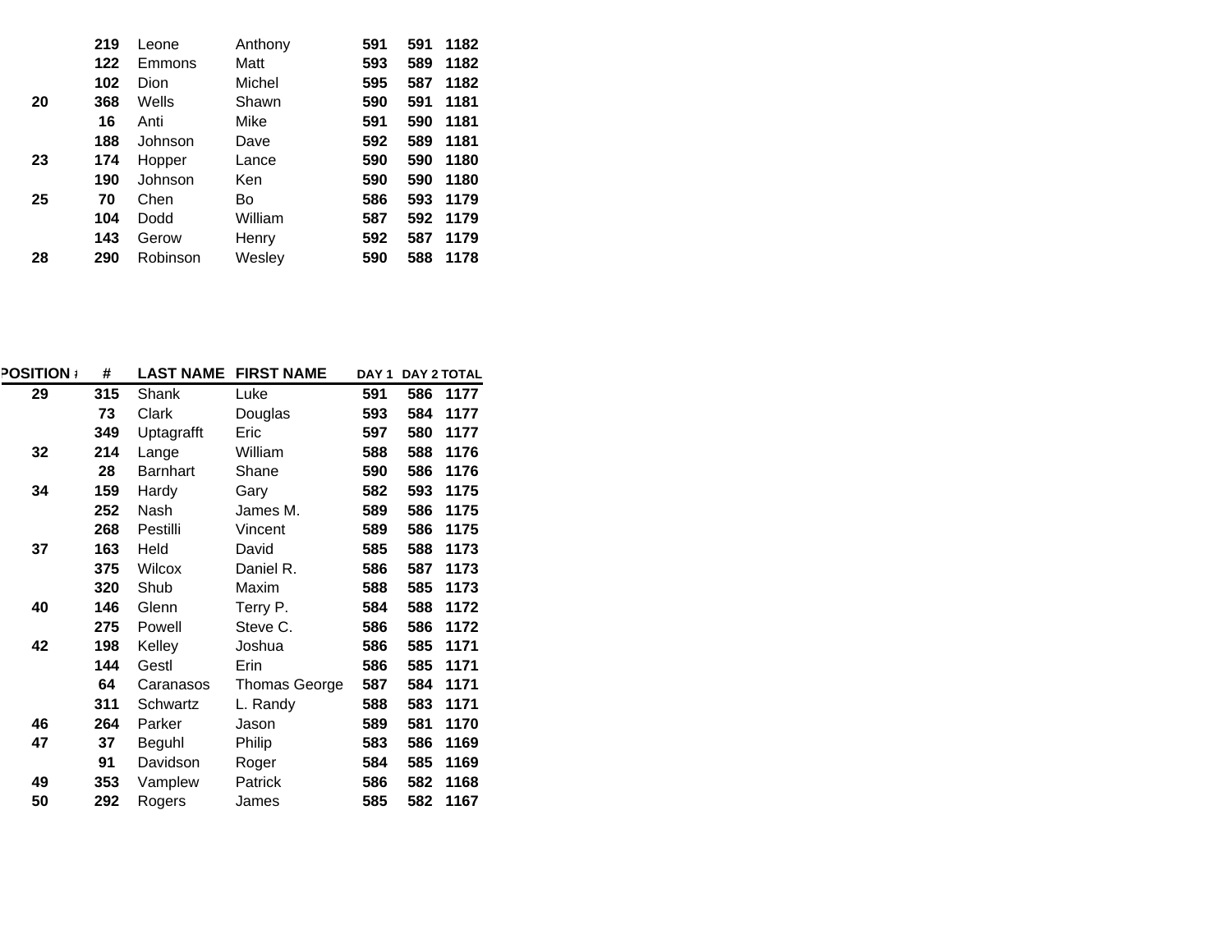| | | | | | | |
|---|---|---|---|---|---|---|
| | **219** | Leone | Anthony | **591** | **591** | **1182** |
| | **122** | Emmons | Matt | **593** | **589** | **1182** |
| | **102** | Dion | Michel | **595** | **587** | **1182** |
| **20** | **368** | Wells | Shawn | **590** | **591** | **1181** |
| | **16** | Anti | Mike | **591** | **590** | **1181** |
| | **188** | Johnson | Dave | **592** | **589** | **1181** |
| **23** | **174** | Hopper | Lance | **590** | **590** | **1180** |
| | **190** | Johnson | Ken | **590** | **590** | **1180** |
| **25** | **70** | Chen | Bo | **586** | **593** | **1179** |
| | **104** | Dodd | William | **587** | **592** | **1179** |
| | **143** | Gerow | Henry | **592** | **587** | **1179** |
| **28** | **290** | Robinson | Wesley | **590** | **588** | **1178** |

| POSITION # | # | LAST NAME | FIRST NAME | DAY 1 | DAY 2 | TOTAL |
|---|---|---|---|---|---|---|
| **29** | **315** | Shank | Luke | **591** | **586** | **1177** |
| | **73** | Clark | Douglas | **593** | **584** | **1177** |
| | **349** | Uptagrafft | Eric | **597** | **580** | **1177** |
| **32** | **214** | Lange | William | **588** | **588** | **1176** |
| | **28** | Barnhart | Shane | **590** | **586** | **1176** |
| **34** | **159** | Hardy | Gary | **582** | **593** | **1175** |
| | **252** | Nash | James M. | **589** | **586** | **1175** |
| | **268** | Pestilli | Vincent | **589** | **586** | **1175** |
| **37** | **163** | Held | David | **585** | **588** | **1173** |
| | **375** | Wilcox | Daniel R. | **586** | **587** | **1173** |
| | **320** | Shub | Maxim | **588** | **585** | **1173** |
| **40** | **146** | Glenn | Terry P. | **584** | **588** | **1172** |
| | **275** | Powell | Steve C. | **586** | **586** | **1172** |
| **42** | **198** | Kelley | Joshua | **586** | **585** | **1171** |
| | **144** | Gestl | Erin | **586** | **585** | **1171** |
| | **64** | Caranasos | Thomas George | **587** | **584** | **1171** |
| | **311** | Schwartz | L. Randy | **588** | **583** | **1171** |
| **46** | **264** | Parker | Jason | **589** | **581** | **1170** |
| **47** | **37** | Beguhl | Philip | **583** | **586** | **1169** |
| | **91** | Davidson | Roger | **584** | **585** | **1169** |
| **49** | **353** | Vamplew | Patrick | **586** | **582** | **1168** |
| **50** | **292** | Rogers | James | **585** | **582** | **1167** |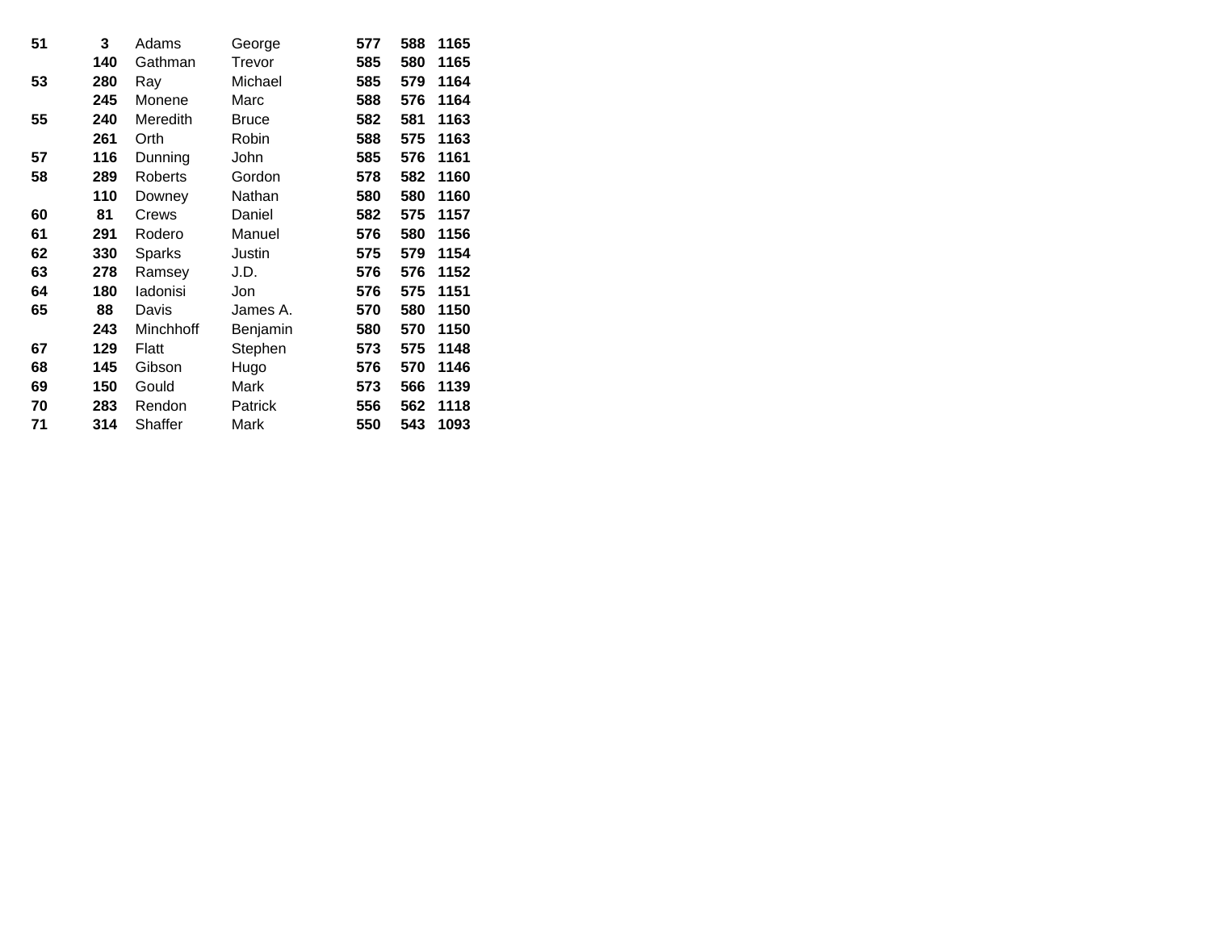| | | | | | | |
|---|---|---|---|---|---|---|
| 51 | 3 | Adams | George | 577 | 588 | 1165 |
| | 140 | Gathman | Trevor | 585 | 580 | 1165 |
| 53 | 280 | Ray | Michael | 585 | 579 | 1164 |
| | 245 | Monene | Marc | 588 | 576 | 1164 |
| 55 | 240 | Meredith | Bruce | 582 | 581 | 1163 |
| | 261 | Orth | Robin | 588 | 575 | 1163 |
| 57 | 116 | Dunning | John | 585 | 576 | 1161 |
| 58 | 289 | Roberts | Gordon | 578 | 582 | 1160 |
| | 110 | Downey | Nathan | 580 | 580 | 1160 |
| 60 | 81 | Crews | Daniel | 582 | 575 | 1157 |
| 61 | 291 | Rodero | Manuel | 576 | 580 | 1156 |
| 62 | 330 | Sparks | Justin | 575 | 579 | 1154 |
| 63 | 278 | Ramsey | J.D. | 576 | 576 | 1152 |
| 64 | 180 | Iadonisi | Jon | 576 | 575 | 1151 |
| 65 | 88 | Davis | James A. | 570 | 580 | 1150 |
| | 243 | Minchhoff | Benjamin | 580 | 570 | 1150 |
| 67 | 129 | Flatt | Stephen | 573 | 575 | 1148 |
| 68 | 145 | Gibson | Hugo | 576 | 570 | 1146 |
| 69 | 150 | Gould | Mark | 573 | 566 | 1139 |
| 70 | 283 | Rendon | Patrick | 556 | 562 | 1118 |
| 71 | 314 | Shaffer | Mark | 550 | 543 | 1093 |